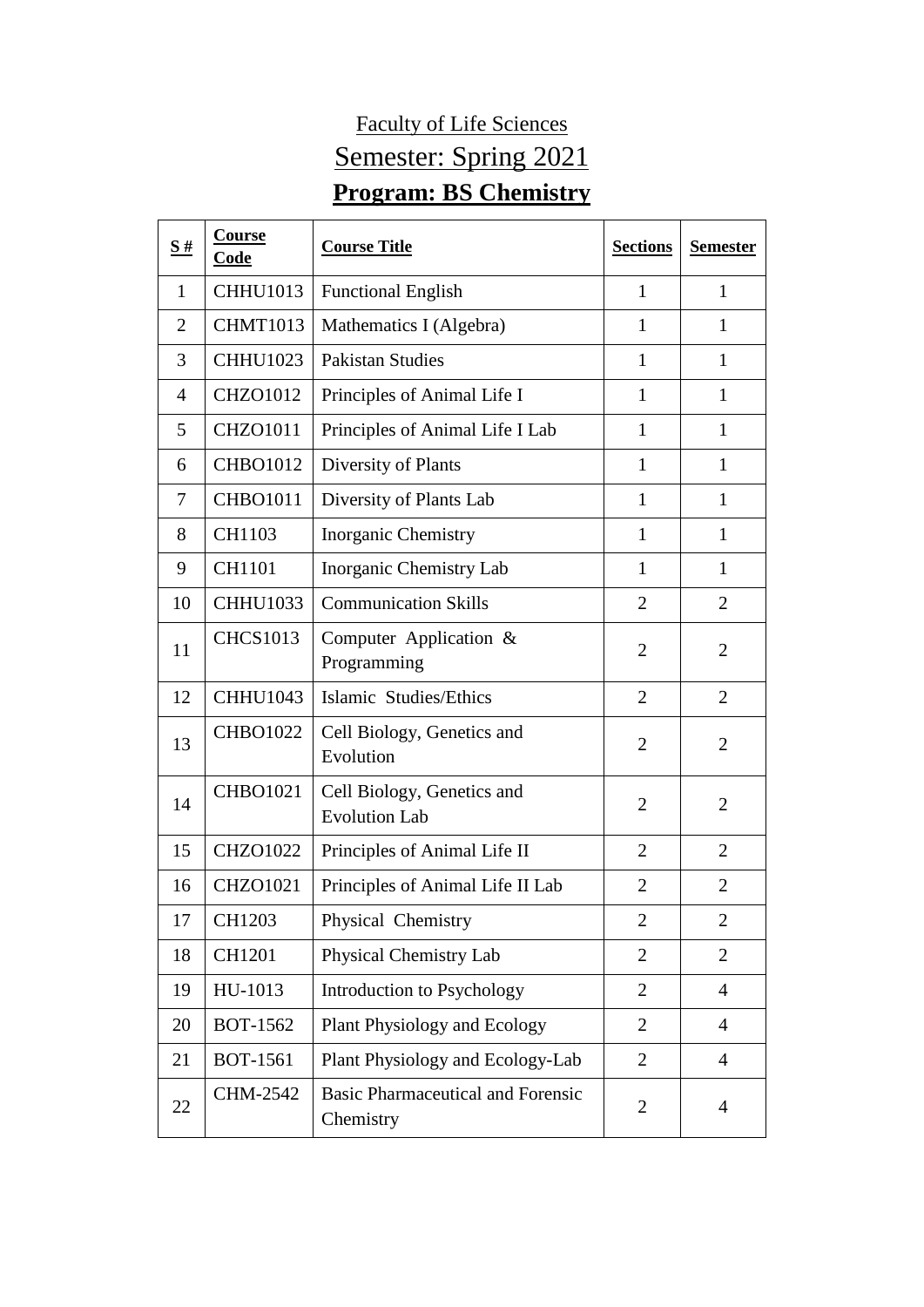Faculty of Life Sciences

Semester: Spring 2021

**Program: BS Chemistry**

| S # | Course Code | Course Title | Sections | Semester |
|---|---|---|---|---|
| 1 | CHHU1013 | Functional English | 1 | 1 |
| 2 | CHMT1013 | Mathematics I (Algebra) | 1 | 1 |
| 3 | CHHU1023 | Pakistan Studies | 1 | 1 |
| 4 | CHZO1012 | Principles of Animal Life I | 1 | 1 |
| 5 | CHZO1011 | Principles of Animal Life I Lab | 1 | 1 |
| 6 | CHBO1012 | Diversity of Plants | 1 | 1 |
| 7 | CHBO1011 | Diversity of Plants Lab | 1 | 1 |
| 8 | CH1103 | Inorganic Chemistry | 1 | 1 |
| 9 | CH1101 | Inorganic Chemistry Lab | 1 | 1 |
| 10 | CHHU1033 | Communication Skills | 2 | 2 |
| 11 | CHCS1013 | Computer Application & Programming | 2 | 2 |
| 12 | CHHU1043 | Islamic Studies/Ethics | 2 | 2 |
| 13 | CHBO1022 | Cell Biology, Genetics and Evolution | 2 | 2 |
| 14 | CHBO1021 | Cell Biology, Genetics and Evolution Lab | 2 | 2 |
| 15 | CHZO1022 | Principles of Animal Life II | 2 | 2 |
| 16 | CHZO1021 | Principles of Animal Life II Lab | 2 | 2 |
| 17 | CH1203 | Physical Chemistry | 2 | 2 |
| 18 | CH1201 | Physical Chemistry Lab | 2 | 2 |
| 19 | HU-1013 | Introduction to Psychology | 2 | 4 |
| 20 | BOT-1562 | Plant Physiology and Ecology | 2 | 4 |
| 21 | BOT-1561 | Plant Physiology and Ecology-Lab | 2 | 4 |
| 22 | CHM-2542 | Basic Pharmaceutical and Forensic Chemistry | 2 | 4 |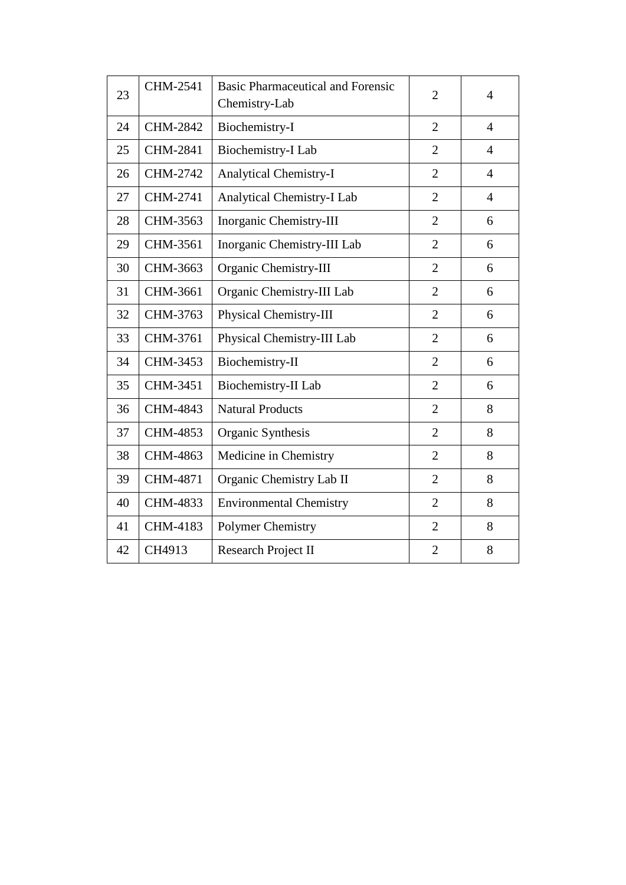| | | | | |
|---|---|---|---|---|
| 23 | CHM-2541 | Basic Pharmaceutical and Forensic Chemistry-Lab | 2 | 4 |
| 24 | CHM-2842 | Biochemistry-I | 2 | 4 |
| 25 | CHM-2841 | Biochemistry-I Lab | 2 | 4 |
| 26 | CHM-2742 | Analytical Chemistry-I | 2 | 4 |
| 27 | CHM-2741 | Analytical Chemistry-I Lab | 2 | 4 |
| 28 | CHM-3563 | Inorganic Chemistry-III | 2 | 6 |
| 29 | CHM-3561 | Inorganic Chemistry-III Lab | 2 | 6 |
| 30 | CHM-3663 | Organic Chemistry-III | 2 | 6 |
| 31 | CHM-3661 | Organic Chemistry-III Lab | 2 | 6 |
| 32 | CHM-3763 | Physical Chemistry-III | 2 | 6 |
| 33 | CHM-3761 | Physical Chemistry-III Lab | 2 | 6 |
| 34 | CHM-3453 | Biochemistry-II | 2 | 6 |
| 35 | CHM-3451 | Biochemistry-II Lab | 2 | 6 |
| 36 | CHM-4843 | Natural Products | 2 | 8 |
| 37 | CHM-4853 | Organic Synthesis | 2 | 8 |
| 38 | CHM-4863 | Medicine in Chemistry | 2 | 8 |
| 39 | CHM-4871 | Organic Chemistry Lab II | 2 | 8 |
| 40 | CHM-4833 | Environmental Chemistry | 2 | 8 |
| 41 | CHM-4183 | Polymer Chemistry | 2 | 8 |
| 42 | CH4913 | Research Project II | 2 | 8 |